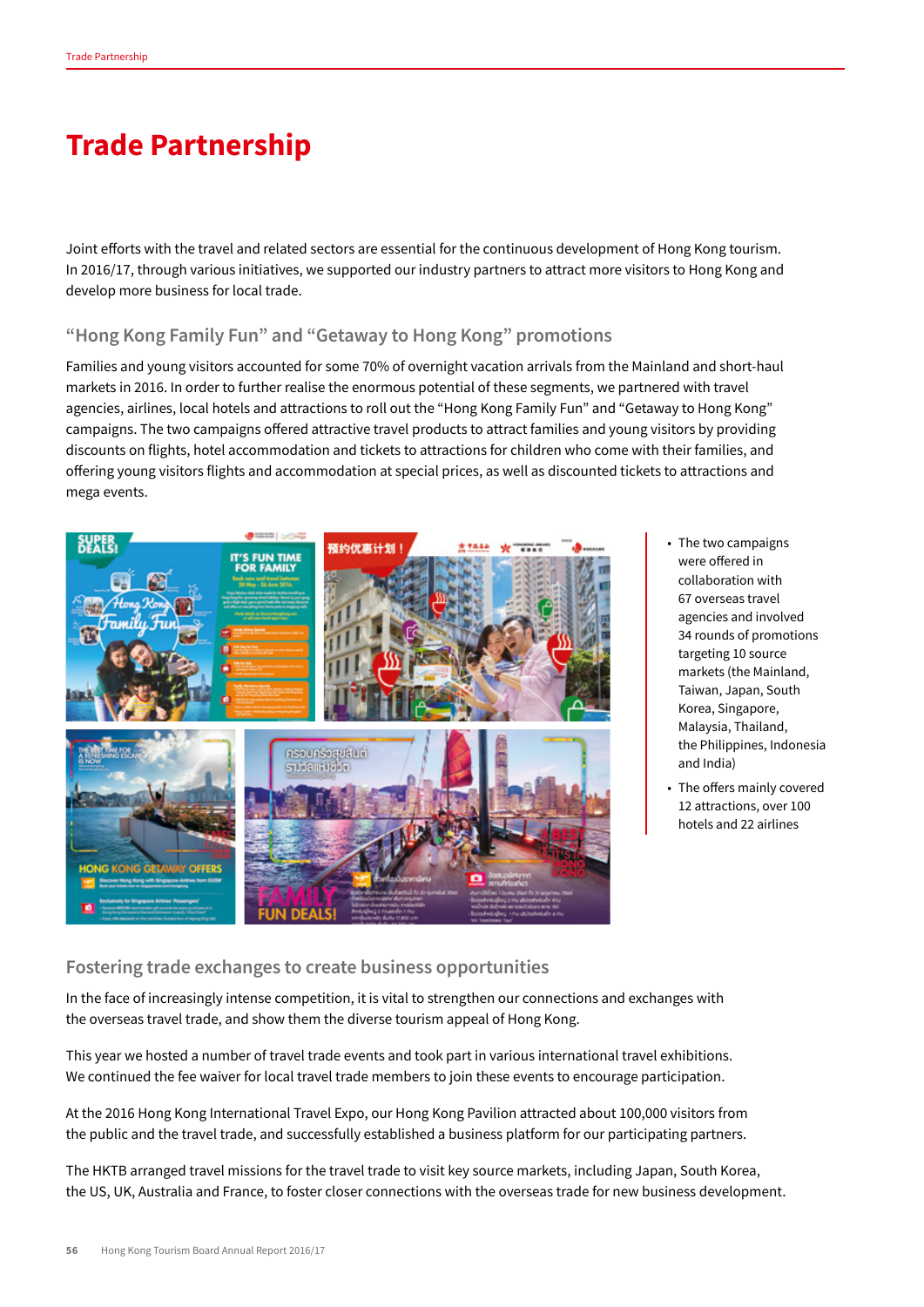# Trade Partnership

Joint efforts with the travel and related sectors are essential for the continuous development of Hong Kong tourism. In 2016/17, through various initiatives, we supported our industry partners to attract more visitors to Hong Kong and develop more business for local trade.

## "Hong Kong Family Fun" and "Getaway to Hong Kong" promotions

Families and young visitors accounted for some 70% of overnight vacation arrivals from the Mainland and short-haul markets in 2016. In order to further realise the enormous potential of these segments, we partnered with travel agencies, airlines, local hotels and attractions to roll out the "Hong Kong Family Fun" and "Getaway to Hong Kong" campaigns. The two campaigns offered attractive travel products to attract families and young visitors by providing discounts on flights, hotel accommodation and tickets to attractions for children who come with their families, and offering young visitors flights and accommodation at special prices, as well as discounted tickets to attractions and mega events.

- The two campaigns were offered in collaboration with 67 overseas travel agencies and involved 34 rounds of promotions targeting 10 source markets (the Mainland, Taiwan, Japan, South Korea, Singapore, Malaysia, Thailand, the Philippines, Indonesia and India)
- The offers mainly covered 12 attractions, over 100 hotels and 22 airlines

## Fostering trade exchanges to create business opportunities

In the face of increasingly intense competition, it is vital to strengthen our connections and exchanges with the overseas travel trade, and show them the diverse tourism appeal of Hong Kong.

This year we hosted a number of travel trade events and took part in various international travel exhibitions. We continued the fee waiver for local travel trade members to join these events to encourage participation.

At the 2016 Hong Kong International Travel Expo, our Hong Kong Pavilion attracted about 100,000 visitors from the public and the travel trade, and successfully established a business platform for our participating partners.

The HKTB arranged travel missions for the travel trade to visit key source markets, including Japan, South Korea, the US, UK, Australia and France, to foster closer connections with the overseas trade for new business development.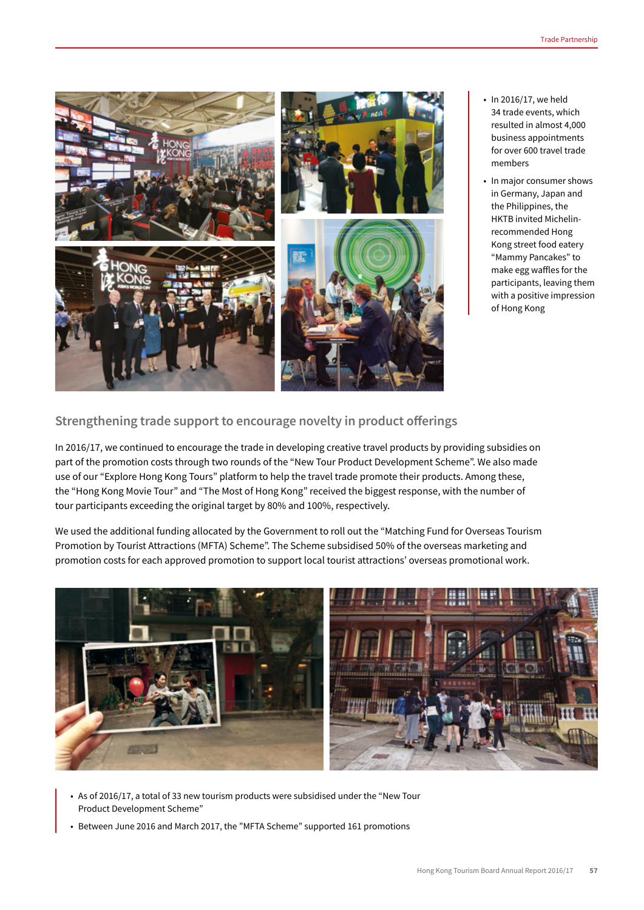- In 2016/17, we held 34 trade events, which resulted in almost 4,000 business appointments for over 600 travel trade members
- In major consumer shows in Germany, Japan and the Philippines, the HKTB invited Michelin-recommended Hong Kong street food eatery "Mammy Pancakes" to make egg waffles for the participants, leaving them with a positive impression of Hong Kong

## Strengthening trade support to encourage novelty in product offerings

In 2016/17, we continued to encourage the trade in developing creative travel products by providing subsidies on part of the promotion costs through two rounds of the "New Tour Product Development Scheme". We also made use of our "Explore Hong Kong Tours" platform to help the travel trade promote their products. Among these, the "Hong Kong Movie Tour" and "The Most of Hong Kong" received the biggest response, with the number of tour participants exceeding the original target by 80% and 100%, respectively.

We used the additional funding allocated by the Government to roll out the "Matching Fund for Overseas Tourism Promotion by Tourist Attractions (MFTA) Scheme". The Scheme subsidised 50% of the overseas marketing and promotion costs for each approved promotion to support local tourist attractions' overseas promotional work.

- As of 2016/17, a total of 33 new tourism products were subsidised under the "New Tour Product Development Scheme"
- Between June 2016 and March 2017, the "MFTA Scheme" supported 161 promotions